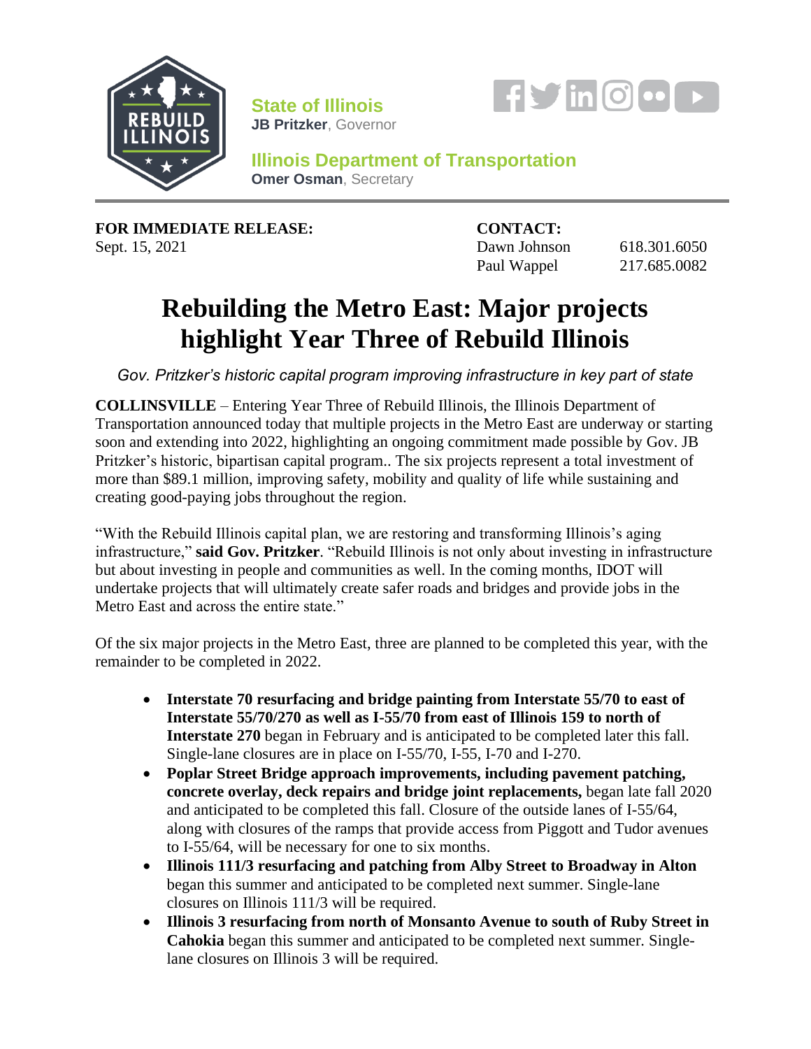**State of Illinois**
**JB Pritzker**, Governor

**Illinois Department of Transportation**
**Omer Osman**, Secretary

**FOR IMMEDIATE RELEASE:**
Sept. 15, 2021

**CONTACT:**
Dawn Johnson 618.301.6050
Paul Wappel 217.685.0082

# Rebuilding the Metro East: Major projects highlight Year Three of Rebuild Illinois

*Gov. Pritzker's historic capital program improving infrastructure in key part of state*

**COLLINSVILLE** – Entering Year Three of Rebuild Illinois, the Illinois Department of Transportation announced today that multiple projects in the Metro East are underway or starting soon and extending into 2022, highlighting an ongoing commitment made possible by Gov. JB Pritzker's historic, bipartisan capital program.. The six projects represent a total investment of more than $89.1 million, improving safety, mobility and quality of life while sustaining and creating good-paying jobs throughout the region.

"With the Rebuild Illinois capital plan, we are restoring and transforming Illinois's aging infrastructure," **said Gov. Pritzker**. "Rebuild Illinois is not only about investing in infrastructure but about investing in people and communities as well. In the coming months, IDOT will undertake projects that will ultimately create safer roads and bridges and provide jobs in the Metro East and across the entire state."

Of the six major projects in the Metro East, three are planned to be completed this year, with the remainder to be completed in 2022.

- **Interstate 70 resurfacing and bridge painting from Interstate 55/70 to east of Interstate 55/70/270 as well as I-55/70 from east of Illinois 159 to north of Interstate 270** began in February and is anticipated to be completed later this fall. Single-lane closures are in place on I-55/70, I-55, I-70 and I-270.
- **Poplar Street Bridge approach improvements, including pavement patching, concrete overlay, deck repairs and bridge joint replacements,** began late fall 2020 and anticipated to be completed this fall. Closure of the outside lanes of I-55/64, along with closures of the ramps that provide access from Piggott and Tudor avenues to I-55/64, will be necessary for one to six months.
- **Illinois 111/3 resurfacing and patching from Alby Street to Broadway in Alton** began this summer and anticipated to be completed next summer. Single-lane closures on Illinois 111/3 will be required.
- **Illinois 3 resurfacing from north of Monsanto Avenue to south of Ruby Street in Cahokia** began this summer and anticipated to be completed next summer. Single-lane closures on Illinois 3 will be required.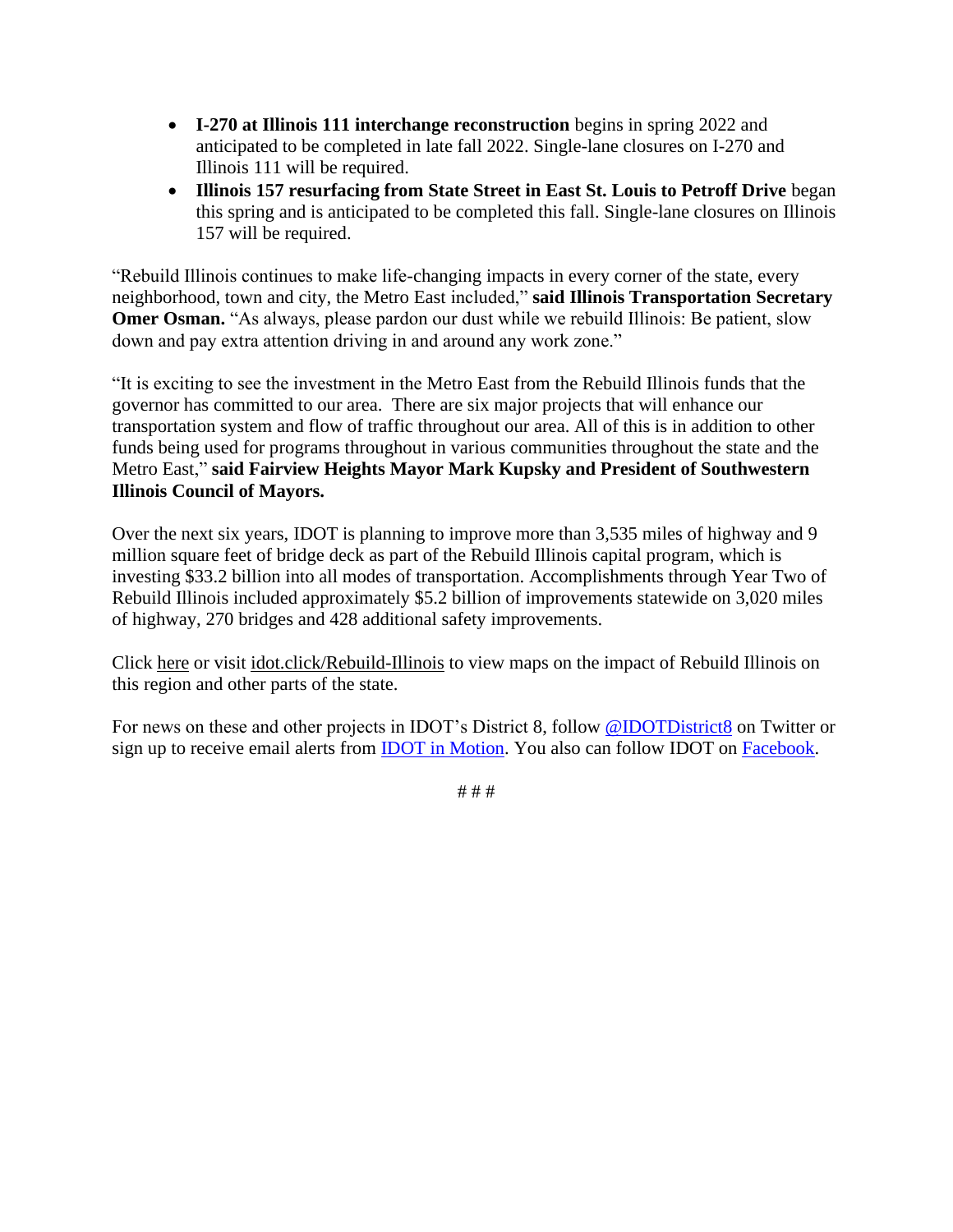- **I-270 at Illinois 111 interchange reconstruction** begins in spring 2022 and anticipated to be completed in late fall 2022. Single-lane closures on I-270 and Illinois 111 will be required.
- **Illinois 157 resurfacing from State Street in East St. Louis to Petroff Drive** began this spring and is anticipated to be completed this fall. Single-lane closures on Illinois 157 will be required.

"Rebuild Illinois continues to make life-changing impacts in every corner of the state, every neighborhood, town and city, the Metro East included," **said Illinois Transportation Secretary Omer Osman.** "As always, please pardon our dust while we rebuild Illinois: Be patient, slow down and pay extra attention driving in and around any work zone."

"It is exciting to see the investment in the Metro East from the Rebuild Illinois funds that the governor has committed to our area. There are six major projects that will enhance our transportation system and flow of traffic throughout our area. All of this is in addition to other funds being used for programs throughout in various communities throughout the state and the Metro East," **said Fairview Heights Mayor Mark Kupsky and President of Southwestern Illinois Council of Mayors.**

Over the next six years, IDOT is planning to improve more than 3,535 miles of highway and 9 million square feet of bridge deck as part of the Rebuild Illinois capital program, which is investing $33.2 billion into all modes of transportation. Accomplishments through Year Two of Rebuild Illinois included approximately $5.2 billion of improvements statewide on 3,020 miles of highway, 270 bridges and 428 additional safety improvements.

Click here or visit idot.click/Rebuild-Illinois to view maps on the impact of Rebuild Illinois on this region and other parts of the state.

For news on these and other projects in IDOT's District 8, follow @IDOTDistrict8 on Twitter or sign up to receive email alerts from IDOT in Motion. You also can follow IDOT on Facebook.

# # #